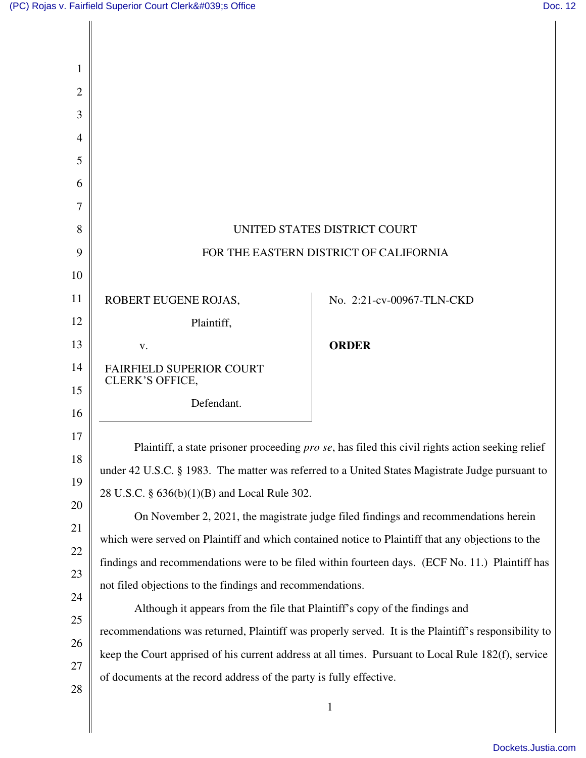UNITED STATES DISTRICT COURT

FOR THE EASTERN DISTRICT OF CALIFORNIA

| | |
|---|---|
| ROBERT EUGENE ROJAS,<br><br>Plaintiff,<br><br>v.<br><br>FAIRFIELD SUPERIOR COURT CLERK'S OFFICE,<br><br>Defendant. | No. 2:21-cv-00967-TLN-CKD<br><br>**ORDER** |

Plaintiff, a state prisoner proceeding *pro se*, has filed this civil rights action seeking relief under 42 U.S.C. § 1983. The matter was referred to a United States Magistrate Judge pursuant to 28 U.S.C. § 636(b)(1)(B) and Local Rule 302.

On November 2, 2021, the magistrate judge filed findings and recommendations herein which were served on Plaintiff and which contained notice to Plaintiff that any objections to the findings and recommendations were to be filed within fourteen days. (ECF No. 11.) Plaintiff has not filed objections to the findings and recommendations.

Although it appears from the file that Plaintiff's copy of the findings and recommendations was returned, Plaintiff was properly served. It is the Plaintiff's responsibility to keep the Court apprised of his current address at all times. Pursuant to Local Rule 182(f), service of documents at the record address of the party is fully effective.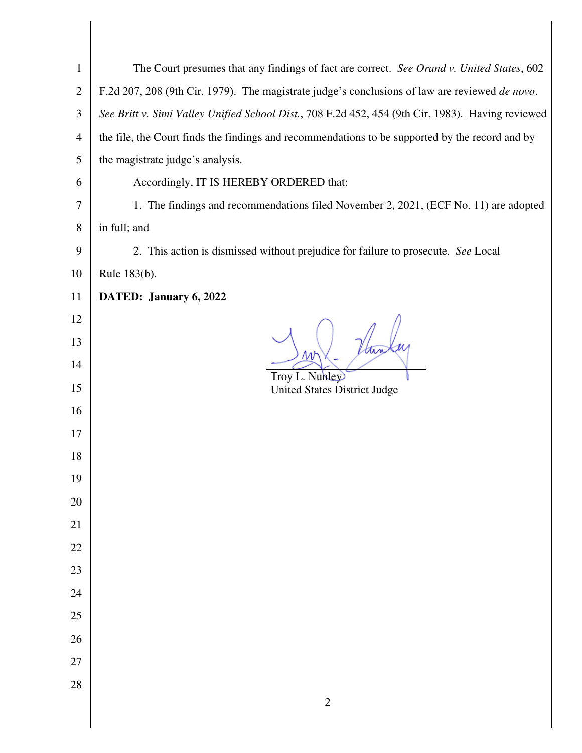The Court presumes that any findings of fact are correct. *See Orand v. United States*, 602 F.2d 207, 208 (9th Cir. 1979). The magistrate judge's conclusions of law are reviewed *de novo*. *See Britt v. Simi Valley Unified School Dist.*, 708 F.2d 452, 454 (9th Cir. 1983). Having reviewed the file, the Court finds the findings and recommendations to be supported by the record and by the magistrate judge's analysis.

Accordingly, IT IS HEREBY ORDERED that:

1. The findings and recommendations filed November 2, 2021, (ECF No. 11) are adopted in full; and

2. This action is dismissed without prejudice for failure to prosecute. *See* Local Rule 183(b).

**DATED: January 6, 2022**

Troy L. Nunley
United States District Judge